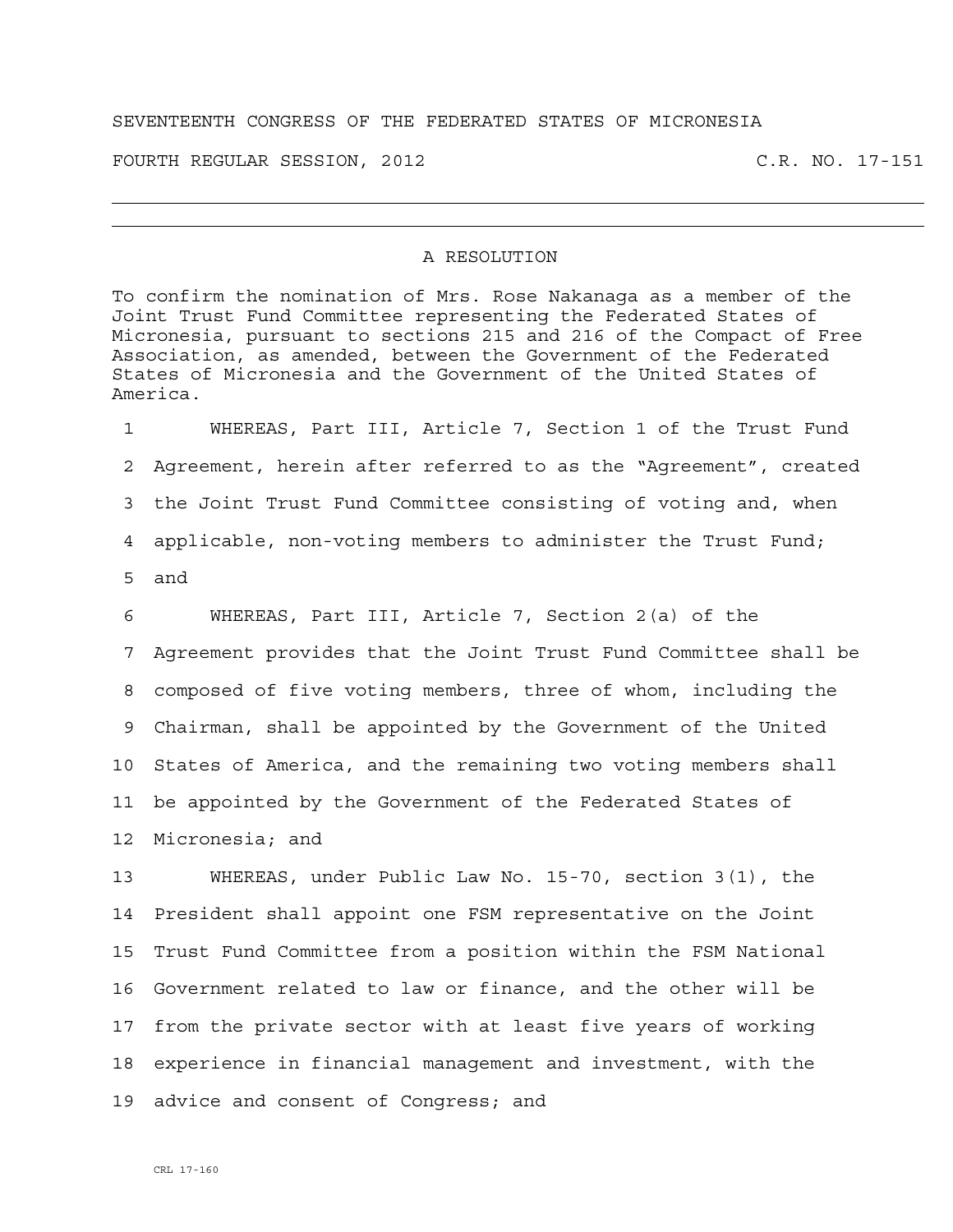SEVENTEENTH CONGRESS OF THE FEDERATED STATES OF MICRONESIA

FOURTH REGULAR SESSION, 2012 C.R. NO. 17-151

---

# A RESOLUTION

To confirm the nomination of Mrs. Rose Nakanaga as a member of the Joint Trust Fund Committee representing the Federated States of Micronesia, pursuant to sections 215 and 216 of the Compact of Free Association, as amended, between the Government of the Federated States of Micronesia and the Government of the United States of America.

1 WHEREAS, Part III, Article 7, Section 1 of the Trust Fund
2 Agreement, herein after referred to as the "Agreement", created
3 the Joint Trust Fund Committee consisting of voting and, when
4 applicable, non-voting members to administer the Trust Fund;
5 and

6 WHEREAS, Part III, Article 7, Section 2(a) of the
7 Agreement provides that the Joint Trust Fund Committee shall be
8 composed of five voting members, three of whom, including the
9 Chairman, shall be appointed by the Government of the United
10 States of America, and the remaining two voting members shall
11 be appointed by the Government of the Federated States of
12 Micronesia; and

13 WHEREAS, under Public Law No. 15-70, section 3(1), the
14 President shall appoint one FSM representative on the Joint
15 Trust Fund Committee from a position within the FSM National
16 Government related to law or finance, and the other will be
17 from the private sector with at least five years of working
18 experience in financial management and investment, with the
19 advice and consent of Congress; and

CRL 17-160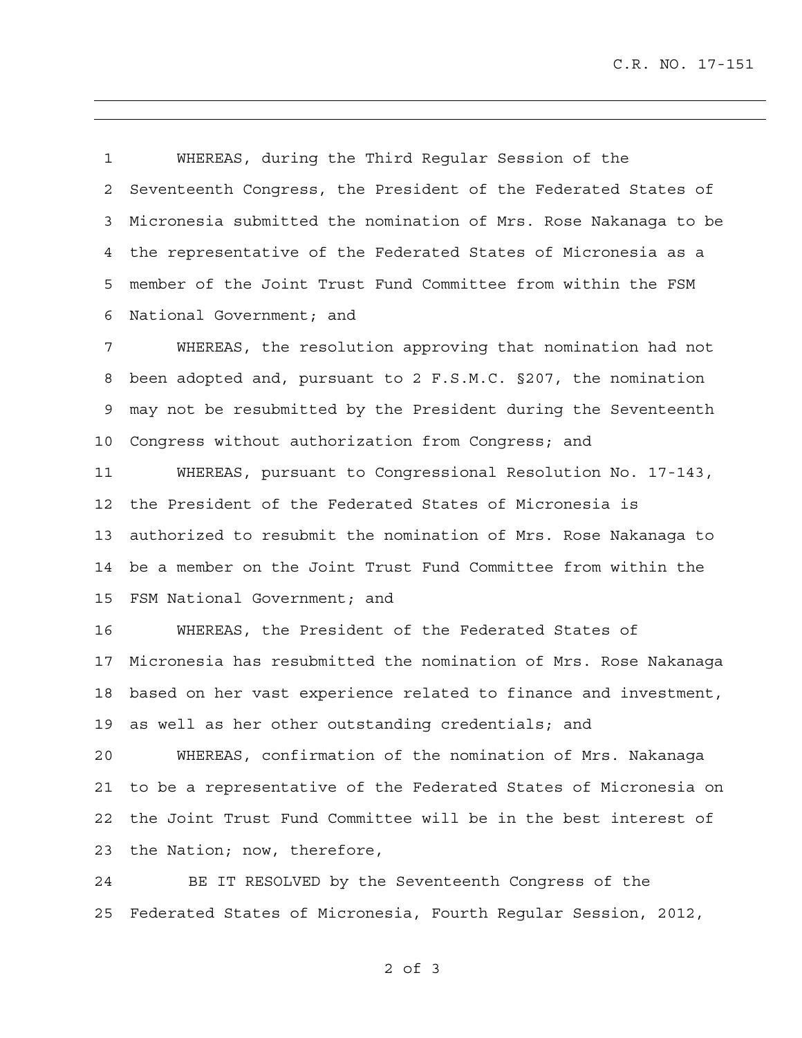WHEREAS, during the Third Regular Session of the Seventeenth Congress, the President of the Federated States of Micronesia submitted the nomination of Mrs. Rose Nakanaga to be the representative of the Federated States of Micronesia as a member of the Joint Trust Fund Committee from within the FSM National Government; and

WHEREAS, the resolution approving that nomination had not been adopted and, pursuant to 2 F.S.M.C. §207, the nomination may not be resubmitted by the President during the Seventeenth Congress without authorization from Congress; and

WHEREAS, pursuant to Congressional Resolution No. 17-143, the President of the Federated States of Micronesia is authorized to resubmit the nomination of Mrs. Rose Nakanaga to be a member on the Joint Trust Fund Committee from within the FSM National Government; and

WHEREAS, the President of the Federated States of Micronesia has resubmitted the nomination of Mrs. Rose Nakanaga based on her vast experience related to finance and investment, as well as her other outstanding credentials; and

WHEREAS, confirmation of the nomination of Mrs. Nakanaga to be a representative of the Federated States of Micronesia on the Joint Trust Fund Committee will be in the best interest of the Nation; now, therefore,

BE IT RESOLVED by the Seventeenth Congress of the Federated States of Micronesia, Fourth Regular Session, 2012,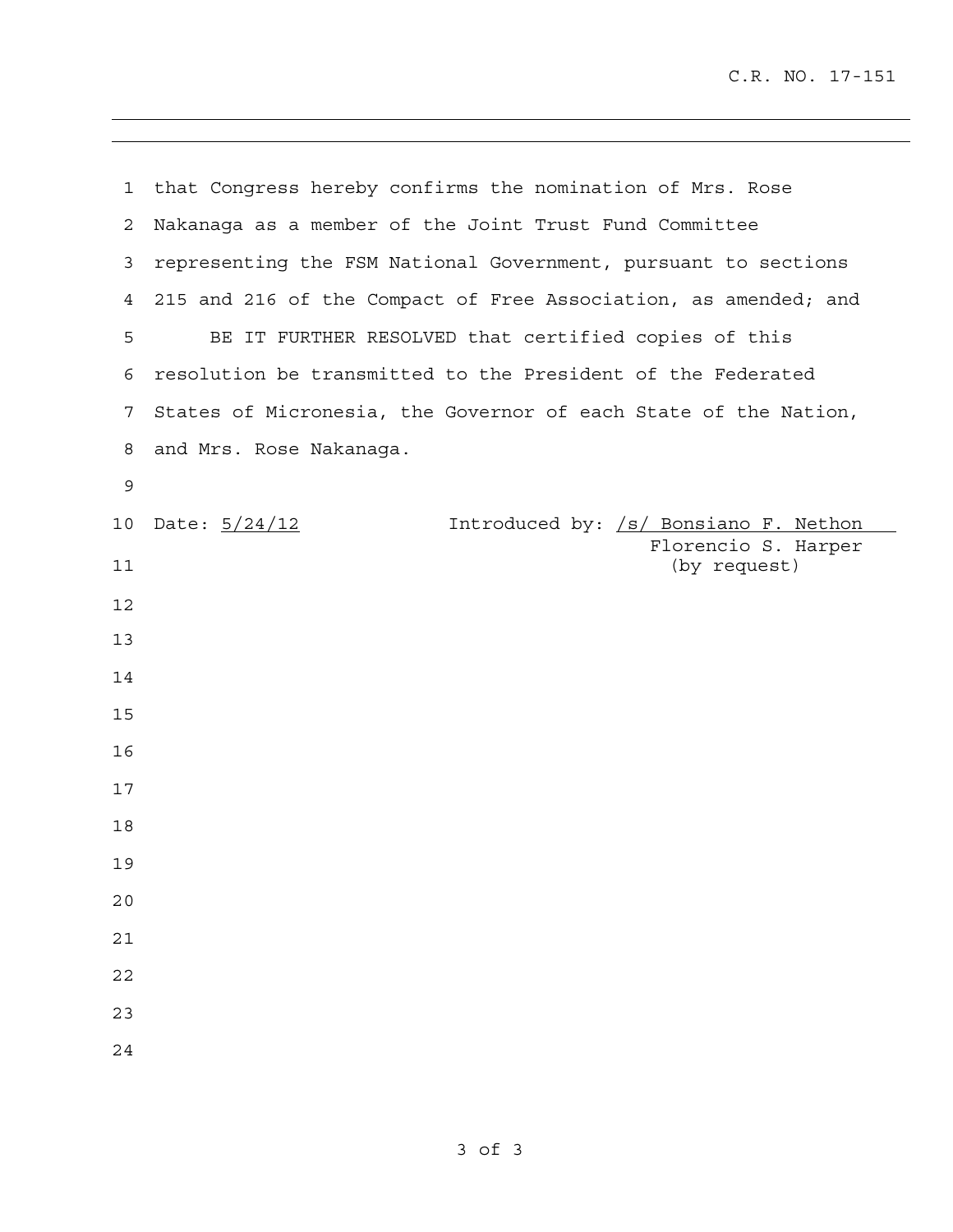that Congress hereby confirms the nomination of Mrs. Rose Nakanaga as a member of the Joint Trust Fund Committee representing the FSM National Government, pursuant to sections 215 and 216 of the Compact of Free Association, as amended; and

BE IT FURTHER RESOLVED that certified copies of this resolution be transmitted to the President of the Federated States of Micronesia, the Governor of each State of the Nation, and Mrs. Rose Nakanaga.

Date: 5/24/12

Introduced by: /s/ Bonsiano F. Nethon
Florencio S. Harper
(by request)